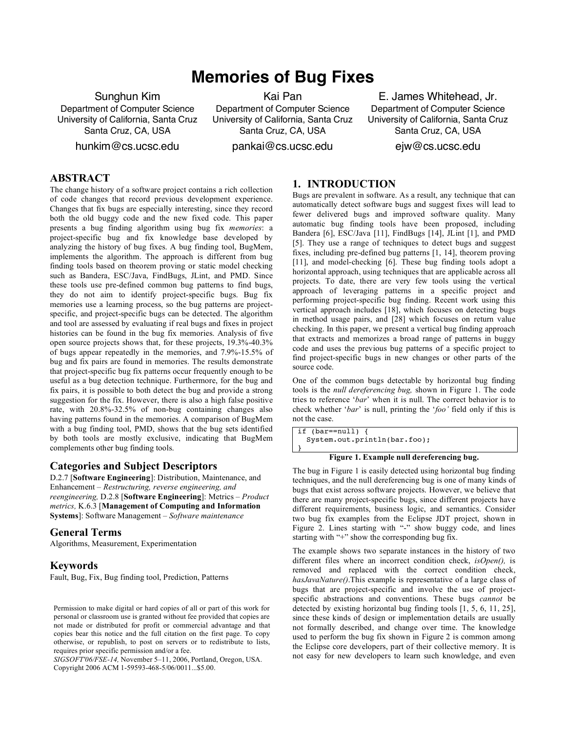# Memories of Bug Fixes

Sunghun Kim
Department of Computer Science
University of California, Santa Cruz
Santa Cruz, CA, USA
hunkim@cs.ucsc.edu

Kai Pan
Department of Computer Science
University of California, Santa Cruz
Santa Cruz, CA, USA
pankai@cs.ucsc.edu

E. James Whitehead, Jr.
Department of Computer Science
University of California, Santa Cruz
Santa Cruz, CA, USA
ejw@cs.ucsc.edu

## ABSTRACT

The change history of a software project contains a rich collection of code changes that record previous development experience. Changes that fix bugs are especially interesting, since they record both the old buggy code and the new fixed code. This paper presents a bug finding algorithm using bug fix *memories*: a project-specific bug and fix knowledge base developed by analyzing the history of bug fixes. A bug finding tool, BugMem, implements the algorithm. The approach is different from bug finding tools based on theorem proving or static model checking such as Bandera, ESC/Java, FindBugs, JLint, and PMD. Since these tools use pre-defined common bug patterns to find bugs, they do not aim to identify project-specific bugs. Bug fix memories use a learning process, so the bug patterns are project-specific, and project-specific bugs can be detected. The algorithm and tool are assessed by evaluating if real bugs and fixes in project histories can be found in the bug fix memories. Analysis of five open source projects shows that, for these projects, 19.3%-40.3% of bugs appear repeatedly in the memories, and 7.9%-15.5% of bug and fix pairs are found in memories. The results demonstrate that project-specific bug fix patterns occur frequently enough to be useful as a bug detection technique. Furthermore, for the bug and fix pairs, it is possible to both detect the bug and provide a strong suggestion for the fix. However, there is also a high false positive rate, with 20.8%-32.5% of non-bug containing changes also having patterns found in the memories. A comparison of BugMem with a bug finding tool, PMD, shows that the bug sets identified by both tools are mostly exclusive, indicating that BugMem complements other bug finding tools.

## Categories and Subject Descriptors

D.2.7 [**Software Engineering**]: Distribution, Maintenance, and Enhancement – *Restructuring, reverse engineering, and reengineering,* D.2.8 [**Software Engineering**]: Metrics – *Product metrics,* K.6.3 [**Management of Computing and Information Systems**]: Software Management – *Software maintenance*

## General Terms

Algorithms, Measurement, Experimentation

## Keywords

Fault, Bug, Fix, Bug finding tool, Prediction, Patterns

Permission to make digital or hard copies of all or part of this work for personal or classroom use is granted without fee provided that copies are not made or distributed for profit or commercial advantage and that copies bear this notice and the full citation on the first page. To copy otherwise, or republish, to post on servers or to redistribute to lists, requires prior specific permission and/or a fee.
*SIGSOFT'06/FSE-14,* November 5–11, 2006, Portland, Oregon, USA.
Copyright 2006 ACM 1-59593-468-5/06/0011...$5.00.

## 1. INTRODUCTION

Bugs are prevalent in software. As a result, any technique that can automatically detect software bugs and suggest fixes will lead to fewer delivered bugs and improved software quality. Many automatic bug finding tools have been proposed, including Bandera [6], ESC/Java [11], FindBugs [14], JLint [1], and PMD [5]. They use a range of techniques to detect bugs and suggest fixes, including pre-defined bug patterns [1, 14], theorem proving [11], and model-checking [6]. These bug finding tools adopt a horizontal approach, using techniques that are applicable across all projects. To date, there are very few tools using the vertical approach of leveraging patterns in a specific project and performing project-specific bug finding. Recent work using this vertical approach includes [18], which focuses on detecting bugs in method usage pairs, and [28] which focuses on return value checking. In this paper, we present a vertical bug finding approach that extracts and memorizes a broad range of patterns in buggy code and uses the previous bug patterns of a specific project to find project-specific bugs in new changes or other parts of the source code.

One of the common bugs detectable by horizontal bug finding tools is the *null dereferencing bug,* shown in Figure 1. The code tries to reference '*bar*' when it is null. The correct behavior is to check whether '*bar*' is null, printing the '*foo'* field only if this is not the case.

```
if (bar==null) {
  System.out.println(bar.foo);
}
```

**Figure 1. Example null dereferencing bug.**

The bug in Figure 1 is easily detected using horizontal bug finding techniques, and the null dereferencing bug is one of many kinds of bugs that exist across software projects. However, we believe that there are many project-specific bugs, since different projects have different requirements, business logic, and semantics. Consider two bug fix examples from the Eclipse JDT project, shown in Figure 2. Lines starting with "-" show buggy code, and lines starting with "+" show the corresponding bug fix.

The example shows two separate instances in the history of two different files where an incorrect condition check, *isOpen(),* is removed and replaced with the correct condition check, *hasJavaNature()*.This example is representative of a large class of bugs that are project-specific and involve the use of project-specific abstractions and conventions. These bugs *cannot* be detected by existing horizontal bug finding tools [1, 5, 6, 11, 25], since these kinds of design or implementation details are usually not formally described, and change over time. The knowledge used to perform the bug fix shown in Figure 2 is common among the Eclipse core developers, part of their collective memory. It is not easy for new developers to learn such knowledge, and even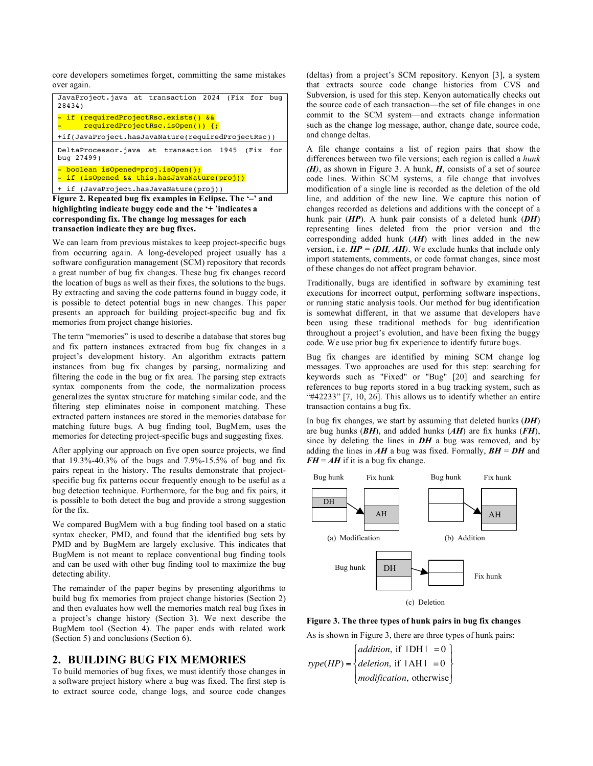core developers sometimes forget, committing the same mistakes over again.

```
JavaProject.java at transaction 2024 (Fix for bug 28434)
- if (requiredProjectRsc.exists() &&
-     requiredProjectRsc.isOpen()) {;
+if(JavaProject.hasJavaNature(requiredProjectRsc))
```

```
DeltaProcessor.java at transaction 1945 (Fix for bug 27499)
- boolean isOpened=proj.isOpen();
- if (isOpened && this.hasJavaNature(proj))
+ if (JavaProject.hasJavaNature(proj))
```

**Figure 2. Repeated bug fix examples in Eclipse. The '–' and highlighting indicate buggy code and the '+ 'indicates a corresponding fix. The change log messages for each transaction indicate they are bug fixes.**

We can learn from previous mistakes to keep project-specific bugs from occurring again. A long-developed project usually has a software configuration management (SCM) repository that records a great number of bug fix changes. These bug fix changes record the location of bugs as well as their fixes, the solutions to the bugs. By extracting and saving the code patterns found in buggy code, it is possible to detect potential bugs in new changes. This paper presents an approach for building project-specific bug and fix memories from project change histories.

The term "memories" is used to describe a database that stores bug and fix pattern instances extracted from bug fix changes in a project's development history. An algorithm extracts pattern instances from bug fix changes by parsing, normalizing and filtering the code in the bug or fix area. The parsing step extracts syntax components from the code, the normalization process generalizes the syntax structure for matching similar code, and the filtering step eliminates noise in component matching. These extracted pattern instances are stored in the memories database for matching future bugs. A bug finding tool, BugMem, uses the memories for detecting project-specific bugs and suggesting fixes.

After applying our approach on five open source projects, we find that 19.3%-40.3% of the bugs and 7.9%-15.5% of bug and fix pairs repeat in the history. The results demonstrate that project-specific bug fix patterns occur frequently enough to be useful as a bug detection technique. Furthermore, for the bug and fix pairs, it is possible to both detect the bug and provide a strong suggestion for the fix.

We compared BugMem with a bug finding tool based on a static syntax checker, PMD, and found that the identified bug sets by PMD and by BugMem are largely exclusive. This indicates that BugMem is not meant to replace conventional bug finding tools and can be used with other bug finding tool to maximize the bug detecting ability.

The remainder of the paper begins by presenting algorithms to build bug fix memories from project change histories (Section 2) and then evaluates how well the memories match real bug fixes in a project's change history (Section 3). We next describe the BugMem tool (Section 4). The paper ends with related work (Section 5) and conclusions (Section 6).

## 2. BUILDING BUG FIX MEMORIES

To build memories of bug fixes, we must identify those changes in a software project history where a bug was fixed. The first step is to extract source code, change logs, and source code changes (deltas) from a project's SCM repository. Kenyon [3], a system that extracts source code change histories from CVS and Subversion, is used for this step. Kenyon automatically checks out the source code of each transaction—the set of file changes in one commit to the SCM system—and extracts change information such as the change log message, author, change date, source code, and change deltas.

A file change contains a list of region pairs that show the differences between two file versions; each region is called a *hunk (H)*, as shown in Figure 3. A hunk, ***H***, consists of a set of source code lines. Within SCM systems, a file change that involves modification of a single line is recorded as the deletion of the old line, and addition of the new line. We capture this notion of changes recorded as deletions and additions with the concept of a hunk pair (***HP***). A hunk pair consists of a deleted hunk (***DH***) representing lines deleted from the prior version and the corresponding added hunk (***AH***) with lines added in the new version, i.e. ***HP*** = ***(DH, AH)***. We exclude hunks that include only import statements, comments, or code format changes, since most of these changes do not affect program behavior.

Traditionally, bugs are identified in software by examining test executions for incorrect output, performing software inspections, or running static analysis tools. Our method for bug identification is somewhat different, in that we assume that developers have been using these traditional methods for bug identification throughout a project's evolution, and have been fixing the buggy code. We use prior bug fix experience to identify future bugs.

Bug fix changes are identified by mining SCM change log messages. Two approaches are used for this step: searching for keywords such as "Fixed" or "Bug" [20] and searching for references to bug reports stored in a bug tracking system, such as "#42233" [7, 10, 26]. This allows us to identify whether an entire transaction contains a bug fix.

In bug fix changes, we start by assuming that deleted hunks (***DH***) are bug hunks (***BH***), and added hunks (***AH***) are fix hunks (***FH***), since by deleting the lines in ***DH*** a bug was removed, and by adding the lines in ***AH*** a bug was fixed. Formally, ***BH*** = ***DH*** and ***FH*** = ***AH*** if it is a bug fix change.

Bug hunk
Fix hunk
DH
AH
(a) Modification
Bug hunk
Fix hunk
AH
(b) Addition
Bug hunk
DH
Fix hunk
(c) Deletion

**Figure 3. The three types of hunk pairs in bug fix changes**

As is shown in Figure 3, there are three types of hunk pairs:

$$type(HP) = \begin{cases} addition, \text{ if } |DH| = 0 \\ deletion, \text{ if } |AH| = 0 \\ modification, \text{ otherwise} \end{cases}$$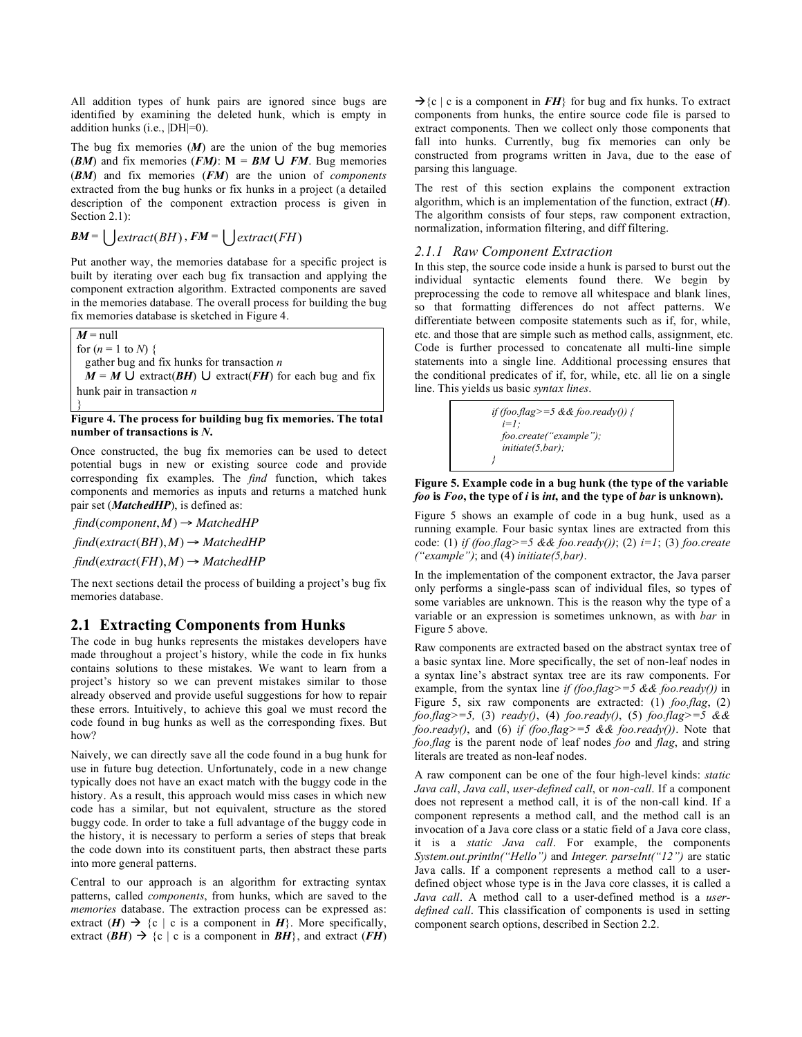All addition types of hunk pairs are ignored since bugs are identified by examining the deleted hunk, which is empty in addition hunks (i.e., |DH|=0).

The bug fix memories (***M***) are the union of the bug memories (***BM***) and fix memories (***FM)***: **M** = ***BM*** ∪ ***FM***. Bug memories (***BM***) and fix memories (***FM***) are the union of *components* extracted from the bug hunks or fix hunks in a project (a detailed description of the component extraction process is given in Section 2.1):

$$\boldsymbol{BM} = \bigcup extract(BH)\,,\ \boldsymbol{FM} = \bigcup extract(FH)$$

Put another way, the memories database for a specific project is built by iterating over each bug fix transaction and applying the component extraction algorithm. Extracted components are saved in the memories database. The overall process for building the bug fix memories database is sketched in Figure 4.

```
M = null
for (n = 1 to N) {
  gather bug and fix hunks for transaction n
  M = M ∪ extract(BH) ∪ extract(FH) for each bug and fix
hunk pair in transaction n
}
```

**Figure 4. The process for building bug fix memories. The total number of transactions is *N*.**

Once constructed, the bug fix memories can be used to detect potential bugs in new or existing source code and provide corresponding fix examples. The *find* function, which takes components and memories as inputs and returns a matched hunk pair set (***MatchedHP***), is defined as:

$$find(component, M) \rightarrow MatchedHP$$

$$find(extract(BH), M) \rightarrow MatchedHP$$

$$find(extract(FH), M) \rightarrow MatchedHP$$

The next sections detail the process of building a project's bug fix memories database.

## 2.1 Extracting Components from Hunks

The code in bug hunks represents the mistakes developers have made throughout a project's history, while the code in fix hunks contains solutions to these mistakes. We want to learn from a project's history so we can prevent mistakes similar to those already observed and provide useful suggestions for how to repair these errors. Intuitively, to achieve this goal we must record the code found in bug hunks as well as the corresponding fixes. But how?

Naively, we can directly save all the code found in a bug hunk for use in future bug detection. Unfortunately, code in a new change typically does not have an exact match with the buggy code in the history. As a result, this approach would miss cases in which new code has a similar, but not equivalent, structure as the stored buggy code. In order to take a full advantage of the buggy code in the history, it is necessary to perform a series of steps that break the code down into its constituent parts, then abstract these parts into more general patterns.

Central to our approach is an algorithm for extracting syntax patterns, called *components*, from hunks, which are saved to the *memories* database. The extraction process can be expressed as: extract (***H***) → {c | c is a component in ***H***}. More specifically, extract (***BH***) → {c | c is a component in ***BH***}, and extract (***FH***) →{c | c is a component in ***FH***} for bug and fix hunks. To extract components from hunks, the entire source code file is parsed to extract components. Then we collect only those components that fall into hunks. Currently, bug fix memories can only be constructed from programs written in Java, due to the ease of parsing this language.

The rest of this section explains the component extraction algorithm, which is an implementation of the function, extract (***H***). The algorithm consists of four steps, raw component extraction, normalization, information filtering, and diff filtering.

### 2.1.1 Raw Component Extraction

In this step, the source code inside a hunk is parsed to burst out the individual syntactic elements found there. We begin by preprocessing the code to remove all whitespace and blank lines, so that formatting differences do not affect patterns. We differentiate between composite statements such as if, for, while, etc. and those that are simple such as method calls, assignment, etc. Code is further processed to concatenate all multi-line simple statements into a single line. Additional processing ensures that the conditional predicates of if, for, while, etc. all lie on a single line. This yields us basic *syntax lines*.

```
if (foo.flag>=5 && foo.ready()) {
  i=1;
  foo.create("example");
  initiate(5,bar);
}
```

**Figure 5. Example code in a bug hunk (the type of the variable *foo* is *Foo*, the type of *i* is *int*, and the type of *bar* is unknown).**

Figure 5 shows an example of code in a bug hunk, used as a running example. Four basic syntax lines are extracted from this code: (1) *if (foo.flag>=5 && foo.ready())*; (2) *i=1*; (3) *foo.create ("example")*; and (4) *initiate(5,bar)*.

In the implementation of the component extractor, the Java parser only performs a single-pass scan of individual files, so types of some variables are unknown. This is the reason why the type of a variable or an expression is sometimes unknown, as with *bar* in Figure 5 above.

Raw components are extracted based on the abstract syntax tree of a basic syntax line. More specifically, the set of non-leaf nodes in a syntax line's abstract syntax tree are its raw components. For example, from the syntax line *if (foo.flag>=5 && foo.ready())* in Figure 5, six raw components are extracted: (1) *foo.flag*, (2) *foo.flag>=5,* (3) *ready()*, (4) *foo.ready()*, (5) *foo.flag>=5 && foo.ready()*, and (6) *if (foo.flag>=5 && foo.ready())*. Note that *foo.flag* is the parent node of leaf nodes *foo* and *flag*, and string literals are treated as non-leaf nodes.

A raw component can be one of the four high-level kinds: *static Java call*, *Java call*, *user-defined call*, or *non-call*. If a component does not represent a method call, it is of the non-call kind. If a component represents a method call, and the method call is an invocation of a Java core class or a static field of a Java core class, it is a *static Java call*. For example, the components *System.out.println("Hello")* and *Integer. parseInt("12")* are static Java calls. If a component represents a method call to a user-defined object whose type is in the Java core classes, it is called a *Java call*. A method call to a user-defined method is a *user-defined call*. This classification of components is used in setting component search options, described in Section 2.2.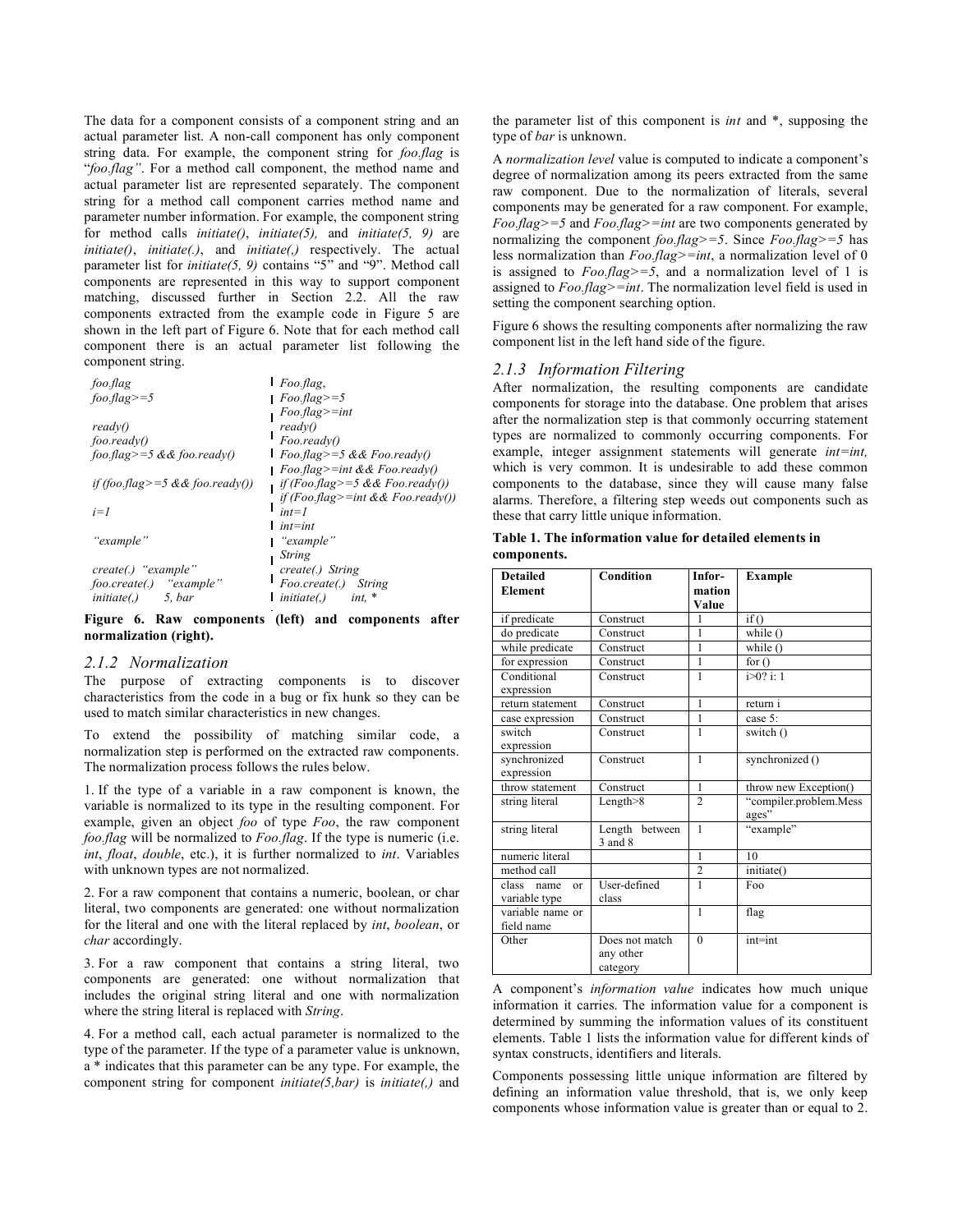The data for a component consists of a component string and an actual parameter list. A non-call component has only component string data. For example, the component string for *foo.flag* is "*foo.flag"*. For a method call component, the method name and actual parameter list are represented separately. The component string for a method call component carries method name and parameter number information. For example, the component string for method calls *initiate()*, *initiate(5),* and *initiate(5, 9)* are *initiate()*, *initiate(.)*, and *initiate(,)* respectively. The actual parameter list for *initiate(5, 9)* contains "5" and "9". Method call components are represented in this way to support component matching, discussed further in Section 2.2. All the raw components extracted from the example code in Figure 5 are shown in the left part of Figure 6. Note that for each method call component there is an actual parameter list following the component string.

| Raw components | Components after normalization |
|---|---|
| *foo.flag* | *Foo.flag,* |
| *foo.flag>=5* | *Foo.flag>=5*<br>*Foo.flag>=int* |
| *ready()* | *ready()* |
| *foo.ready()* | *Foo.ready()* |
| *foo.flag>=5 && foo.ready()* | *Foo.flag>=5 && Foo.ready()*<br>*Foo.flag>=int && Foo.ready()* |
| *if (foo.flag>=5 && foo.ready())* | *if (Foo.flag>=5 && Foo.ready())*<br>*if (Foo.flag>=int && Foo.ready())* |
| *i=1* | *int=1*<br>*int=int* |
| *"example"* | *"example"*<br>*String* |
| *create(.) "example"* | *create(.) String* |
| *foo.create(.) "example"* | *Foo.create(.) String* |
| *initiate(,) 5, bar* | *initiate(,) int, ** |

**Figure 6. Raw components (left) and components after normalization (right).**

### 2.1.2 Normalization

The purpose of extracting components is to discover characteristics from the code in a bug or fix hunk so they can be used to match similar characteristics in new changes.

To extend the possibility of matching similar code, a normalization step is performed on the extracted raw components. The normalization process follows the rules below.

1. If the type of a variable in a raw component is known, the variable is normalized to its type in the resulting component. For example, given an object *foo* of type *Foo*, the raw component *foo.flag* will be normalized to *Foo.flag*. If the type is numeric (i.e. *int*, *float*, *double*, etc.), it is further normalized to *int*. Variables with unknown types are not normalized.

2. For a raw component that contains a numeric, boolean, or char literal, two components are generated: one without normalization for the literal and one with the literal replaced by *int*, *boolean*, or *char* accordingly.

3. For a raw component that contains a string literal, two components are generated: one without normalization that includes the original string literal and one with normalization where the string literal is replaced with *String*.

4. For a method call, each actual parameter is normalized to the type of the parameter. If the type of a parameter value is unknown, a * indicates that this parameter can be any type. For example, the component string for component *initiate(5,bar)* is *initiate(,)* and the parameter list of this component is *int* and *, supposing the type of *bar* is unknown.

A *normalization level* value is computed to indicate a component's degree of normalization among its peers extracted from the same raw component. Due to the normalization of literals, several components may be generated for a raw component. For example, *Foo.flag>=5* and *Foo.flag>=int* are two components generated by normalizing the component *foo.flag>=5*. Since *Foo.flag>=5* has less normalization than *Foo.flag>=int*, a normalization level of 0 is assigned to *Foo.flag>=5*, and a normalization level of 1 is assigned to *Foo.flag>=int*. The normalization level field is used in setting the component searching option.

Figure 6 shows the resulting components after normalizing the raw component list in the left hand side of the figure.

### 2.1.3 Information Filtering

After normalization, the resulting components are candidate components for storage into the database. One problem that arises after the normalization step is that commonly occurring statement types are normalized to commonly occurring components. For example, integer assignment statements will generate *int=int,* which is very common. It is undesirable to add these common components to the database, since they will cause many false alarms. Therefore, a filtering step weeds out components such as these that carry little unique information.

**Table 1. The information value for detailed elements in components.**

| Detailed Element | Condition | Information Value | Example |
|---|---|---|---|
| if predicate | Construct | 1 | if () |
| do predicate | Construct | 1 | while () |
| while predicate | Construct | 1 | while () |
| for expression | Construct | 1 | for () |
| Conditional expression | Construct | 1 | i>0? i: 1 |
| return statement | Construct | 1 | return i |
| case expression | Construct | 1 | case 5: |
| switch expression | Construct | 1 | switch () |
| synchronized expression | Construct | 1 | synchronized () |
| throw statement | Construct | 1 | throw new Exception() |
| string literal | Length>8 | 2 | "compiler.problem.Messages" |
| string literal | Length between 3 and 8 | 1 | "example" |
| numeric literal | | 1 | 10 |
| method call | | 2 | initiate() |
| class name or variable type | User-defined class | 1 | Foo |
| variable name or field name | | 1 | flag |
| Other | Does not match any other category | 0 | int=int |

A component's *information value* indicates how much unique information it carries. The information value for a component is determined by summing the information values of its constituent elements. Table 1 lists the information value for different kinds of syntax constructs, identifiers and literals.

Components possessing little unique information are filtered by defining an information value threshold, that is, we only keep components whose information value is greater than or equal to 2.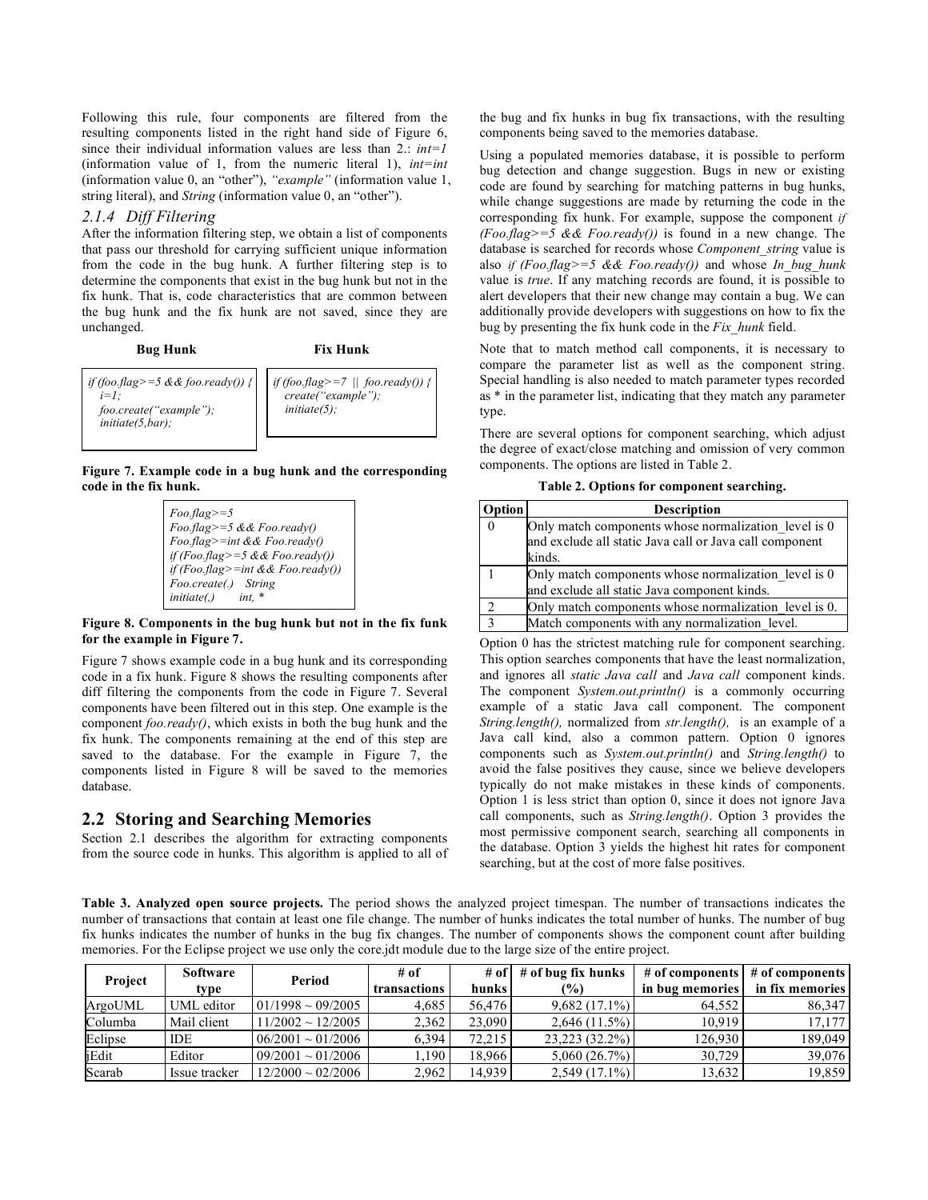Following this rule, four components are filtered from the resulting components listed in the right hand side of Figure 6, since their individual information values are less than 2.: *int=1* (information value of 1, from the numeric literal 1), *int=int* (information value 0, an "other"), *"example"* (information value 1, string literal), and *String* (information value 0, an "other").

### *2.1.4 Diff Filtering*

After the information filtering step, we obtain a list of components that pass our threshold for carrying sufficient unique information from the code in the bug hunk. A further filtering step is to determine the components that exist in the bug hunk but not in the fix hunk. That is, code characteristics that are common between the bug hunk and the fix hunk are not saved, since they are unchanged.

**Bug Hunk**

```
if (foo.flag>=5 && foo.ready()) {
  i=1;
  foo.create("example");
  initiate(5,bar);
```

**Fix Hunk**

```
if (foo.flag>=7 || foo.ready()) {
  create("example");
  initiate(5);
```

**Figure 7. Example code in a bug hunk and the corresponding code in the fix hunk.**

```
Foo.flag>=5
Foo.flag>=5 && Foo.ready()
Foo.flag>=int && Foo.ready()
if (Foo.flag>=5 && Foo.ready())
if (Foo.flag>=int && Foo.ready())
Foo.create(.)    String
initiate(,)      int, *
```

**Figure 8. Components in the bug hunk but not in the fix funk for the example in Figure 7.**

Figure 7 shows example code in a bug hunk and its corresponding code in a fix hunk. Figure 8 shows the resulting components after diff filtering the components from the code in Figure 7. Several components have been filtered out in this step. One example is the component *foo.ready()*, which exists in both the bug hunk and the fix hunk. The components remaining at the end of this step are saved to the database. For the example in Figure 7, the components listed in Figure 8 will be saved to the memories database.

## 2.2 Storing and Searching Memories

Section 2.1 describes the algorithm for extracting components from the source code in hunks. This algorithm is applied to all of the bug and fix hunks in bug fix transactions, with the resulting components being saved to the memories database.

Using a populated memories database, it is possible to perform bug detection and change suggestion. Bugs in new or existing code are found by searching for matching patterns in bug hunks, while change suggestions are made by returning the code in the corresponding fix hunk. For example, suppose the component *if (Foo.flag>=5 && Foo.ready())* is found in a new change. The database is searched for records whose *Component_string* value is also *if (Foo.flag>=5 && Foo.ready())* and whose *In_bug_hunk* value is *true*. If any matching records are found, it is possible to alert developers that their new change may contain a bug. We can additionally provide developers with suggestions on how to fix the bug by presenting the fix hunk code in the *Fix_hunk* field.

Note that to match method call components, it is necessary to compare the parameter list as well as the component string. Special handling is also needed to match parameter types recorded as * in the parameter list, indicating that they match any parameter type.

There are several options for component searching, which adjust the degree of exact/close matching and omission of very common components. The options are listed in Table 2.

**Table 2. Options for component searching.**

| Option | Description |
|---|---|
| 0 | Only match components whose normalization_level is 0 and exclude all static Java call or Java call component kinds. |
| 1 | Only match components whose normalization_level is 0 and exclude all static Java component kinds. |
| 2 | Only match components whose normalization_level is 0. |
| 3 | Match components with any normalization_level. |

Option 0 has the strictest matching rule for component searching. This option searches components that have the least normalization, and ignores all *static Java call* and *Java call* component kinds. The component *System.out.println()* is a commonly occurring example of a static Java call component. The component *String.length(),* normalized from *str.length(),* is an example of a Java call kind, also a common pattern. Option 0 ignores components such as *System.out.println()* and *String.length()* to avoid the false positives they cause, since we believe developers typically do not make mistakes in these kinds of components. Option 1 is less strict than option 0, since it does not ignore Java call components, such as *String.length()*. Option 3 provides the most permissive component search, searching all components in the database. Option 3 yields the highest hit rates for component searching, but at the cost of more false positives.

**Table 3. Analyzed open source projects.** The period shows the analyzed project timespan. The number of transactions indicates the number of transactions that contain at least one file change. The number of hunks indicates the total number of hunks. The number of bug fix hunks indicates the number of hunks in the bug fix changes. The number of components shows the component count after building memories. For the Eclipse project we use only the core.jdt module due to the large size of the entire project.

| Project | Software type | Period | # of transactions | # of hunks | # of bug fix hunks (%) | # of components in bug memories | # of components in fix memories |
|---|---|---|---|---|---|---|---|
| ArgoUML | UML editor | 01/1998 ~ 09/2005 | 4,685 | 56,476 | 9,682 (17.1%) | 64,552 | 86,347 |
| Columba | Mail client | 11/2002 ~ 12/2005 | 2,362 | 23,090 | 2,646 (11.5%) | 10,919 | 17,177 |
| Eclipse | IDE | 06/2001 ~ 01/2006 | 6,394 | 72,215 | 23,223 (32.2%) | 126,930 | 189,049 |
| jEdit | Editor | 09/2001 ~ 01/2006 | 1,190 | 18,966 | 5,060 (26.7%) | 30,729 | 39,076 |
| Scarab | Issue tracker | 12/2000 ~ 02/2006 | 2,962 | 14,939 | 2,549 (17.1%) | 13,632 | 19,859 |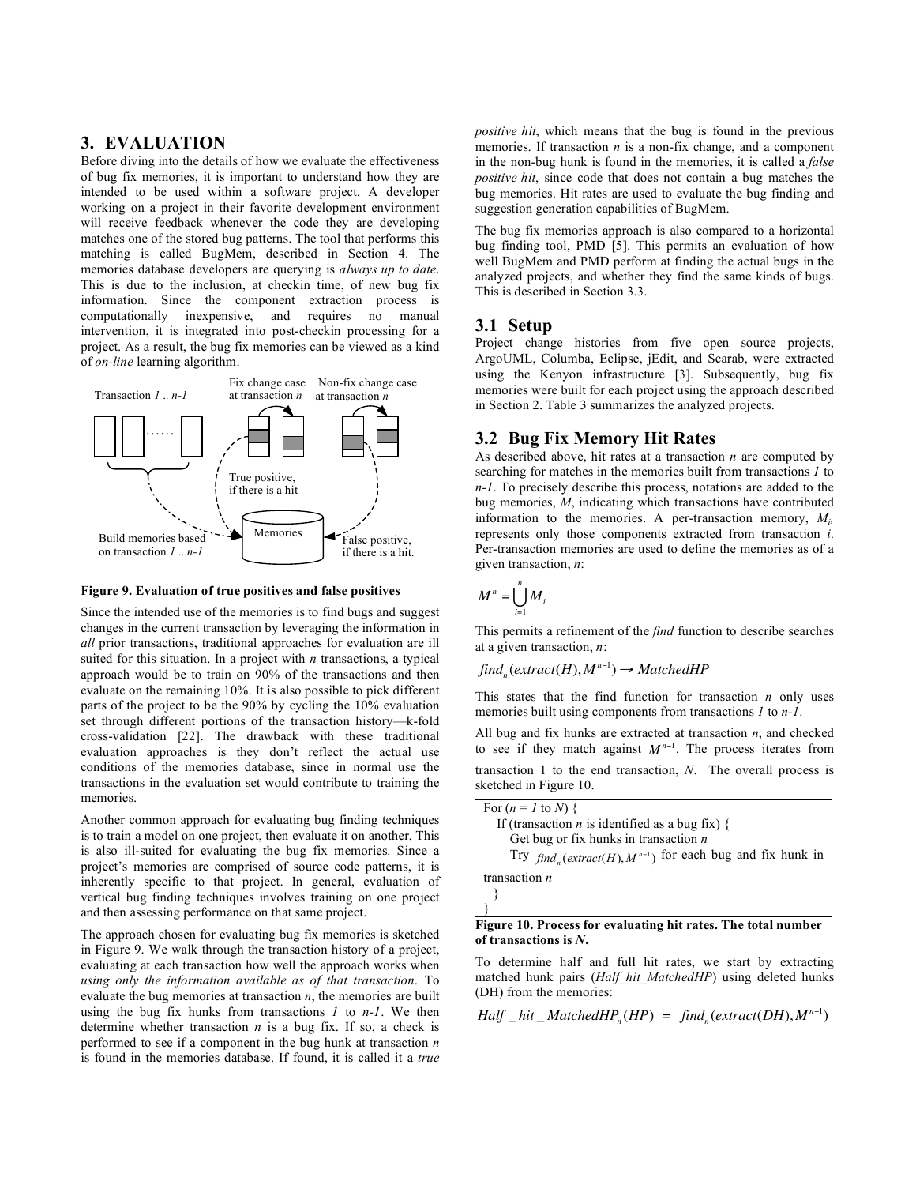## 3. EVALUATION

Before diving into the details of how we evaluate the effectiveness of bug fix memories, it is important to understand how they are intended to be used within a software project. A developer working on a project in their favorite development environment will receive feedback whenever the code they are developing matches one of the stored bug patterns. The tool that performs this matching is called BugMem, described in Section 4. The memories database developers are querying is *always up to date*. This is due to the inclusion, at checkin time, of new bug fix information. Since the component extraction process is computationally inexpensive, and requires no manual intervention, it is integrated into post-checkin processing for a project. As a result, the bug fix memories can be viewed as a kind of *on-line* learning algorithm.

**Figure 9. Evaluation of true positives and false positives**

Since the intended use of the memories is to find bugs and suggest changes in the current transaction by leveraging the information in *all* prior transactions, traditional approaches for evaluation are ill suited for this situation. In a project with *n* transactions, a typical approach would be to train on 90% of the transactions and then evaluate on the remaining 10%. It is also possible to pick different parts of the project to be the 90% by cycling the 10% evaluation set through different portions of the transaction history—k-fold cross-validation [22]. The drawback with these traditional evaluation approaches is they don't reflect the actual use conditions of the memories database, since in normal use the transactions in the evaluation set would contribute to training the memories.

Another common approach for evaluating bug finding techniques is to train a model on one project, then evaluate it on another. This is also ill-suited for evaluating the bug fix memories. Since a project's memories are comprised of source code patterns, it is inherently specific to that project. In general, evaluation of vertical bug finding techniques involves training on one project and then assessing performance on that same project.

The approach chosen for evaluating bug fix memories is sketched in Figure 9. We walk through the transaction history of a project, evaluating at each transaction how well the approach works when *using only the information available as of that transaction*. To evaluate the bug memories at transaction *n*, the memories are built using the bug fix hunks from transactions *1* to *n-1*. We then determine whether transaction *n* is a bug fix. If so, a check is performed to see if a component in the bug hunk at transaction *n* is found in the memories database. If found, it is called it a *true positive hit*, which means that the bug is found in the previous memories. If transaction *n* is a non-fix change, and a component in the non-bug hunk is found in the memories, it is called a *false positive hit*, since code that does not contain a bug matches the bug memories. Hit rates are used to evaluate the bug finding and suggestion generation capabilities of BugMem.

The bug fix memories approach is also compared to a horizontal bug finding tool, PMD [5]. This permits an evaluation of how well BugMem and PMD perform at finding the actual bugs in the analyzed projects, and whether they find the same kinds of bugs. This is described in Section 3.3.

### 3.1 Setup

Project change histories from five open source projects, ArgoUML, Columba, Eclipse, jEdit, and Scarab, were extracted using the Kenyon infrastructure [3]. Subsequently, bug fix memories were built for each project using the approach described in Section 2. Table 3 summarizes the analyzed projects.

### 3.2 Bug Fix Memory Hit Rates

As described above, hit rates at a transaction *n* are computed by searching for matches in the memories built from transactions *1* to *n-1*. To precisely describe this process, notations are added to the bug memories, *M*, indicating which transactions have contributed information to the memories. A per-transaction memory, $M_i$, represents only those components extracted from transaction *i*. Per-transaction memories are used to define the memories as of a given transaction, *n*:

$$M^n = \bigcup_{i=1}^{n} M_i$$

This permits a refinement of the *find* function to describe searches at a given transaction, *n*:

$$find_n(extract(H), M^{n-1}) \rightarrow MatchedHP$$

This states that the find function for transaction *n* only uses memories built using components from transactions *1* to *n-1*.

All bug and fix hunks are extracted at transaction *n*, and checked to see if they match against $M^{n-1}$. The process iterates from transaction 1 to the end transaction, *N*. The overall process is sketched in Figure 10.

```
For (n = 1 to N) {
   If (transaction n is identified as a bug fix) {
      Get bug or fix hunks in transaction n
      Try find_n(extract(H), M^{n-1}) for each bug and fix hunk in
transaction n
   }
}
```

**Figure 10. Process for evaluating hit rates. The total number of transactions is *N*.**

To determine half and full hit rates, we start by extracting matched hunk pairs (*Half_hit_MatchedHP*) using deleted hunks (DH) from the memories:

$$Half\_hit\_MatchedHP_n(HP) = find_n(extract(DH), M^{n-1})$$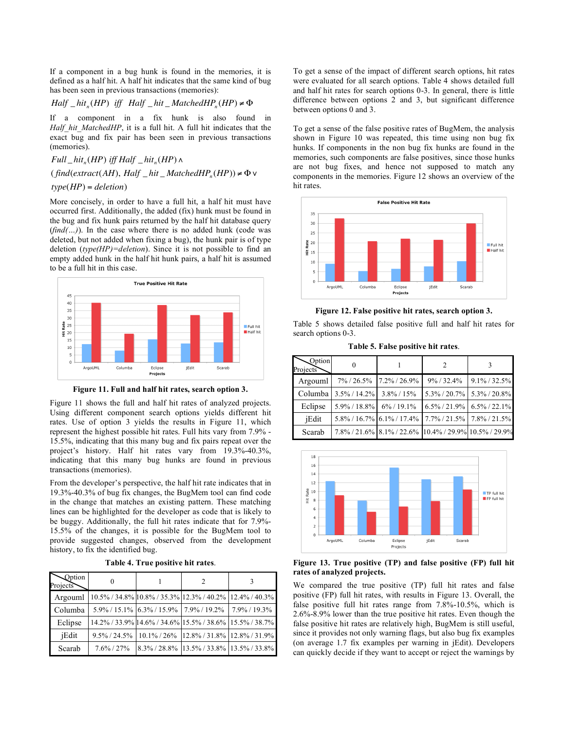If a component in a bug hunk is found in the memories, it is defined as a half hit. A half hit indicates that the same kind of bug has been seen in previous transactions (memories):

$$Half\_hit_n(HP)\ \ iff\ \ Half\_hit\_MatchedHP_n(HP) \neq \Phi$$

If a component in a fix hunk is also found in *Half_hit_MatchedHP*, it is a full hit. A full hit indicates that the exact bug and fix pair has been seen in previous transactions (memories).

$$Full\_hit_n(HP)\ iff\ Half\_hit_n(HP) \wedge$$
$$(find(extract(AH), Half\_hit\_MatchedHP_n(HP)) \neq \Phi \vee$$
$$type(HP) = deletion)$$

More concisely, in order to have a full hit, a half hit must have occurred first. Additionally, the added (fix) hunk must be found in the bug and fix hunk pairs returned by the half hit database query (*find(…)*). In the case where there is no added hunk (code was deleted, but not added when fixing a bug), the hunk pair is of type deletion (*type(HP)=deletion*). Since it is not possible to find an empty added hunk in the half hit hunk pairs, a half hit is assumed to be a full hit in this case.

**Figure 11. Full and half hit rates, search option 3.**

Figure 11 shows the full and half hit rates of analyzed projects. Using different component search options yields different hit rates. Use of option 3 yields the results in Figure 11, which represent the highest possible hit rates. Full hits vary from 7.9% - 15.5%, indicating that this many bug and fix pairs repeat over the project's history. Half hit rates vary from 19.3%-40.3%, indicating that this many bug hunks are found in previous transactions (memories).

From the developer's perspective, the half hit rate indicates that in 19.3%-40.3% of bug fix changes, the BugMem tool can find code in the change that matches an existing pattern. These matching lines can be highlighted for the developer as code that is likely to be buggy. Additionally, the full hit rates indicate that for 7.9%-15.5% of the changes, it is possible for the BugMem tool to provide suggested changes, observed from the development history, to fix the identified bug.

**Table 4. True positive hit rates.**

| Projects \ Option | 0 | 1 | 2 | 3 |
|---|---|---|---|---|
| Argouml | 10.5% / 34.8% | 10.8% / 35.3% | 12.3% / 40.2% | 12.4% / 40.3% |
| Columba | 5.9% / 15.1% | 6.3% / 15.9% | 7.9% / 19.2% | 7.9% / 19.3% |
| Eclipse | 14.2% / 33.9% | 14.6% / 34.6% | 15.5% / 38.6% | 15.5% / 38.7% |
| jEdit | 9.5% / 24.5% | 10.1% / 26% | 12.8% / 31.8% | 12.8% / 31.9% |
| Scarab | 7.6% / 27% | 8.3% / 28.8% | 13.5% / 33.8% | 13.5% / 33.8% |

To get a sense of the impact of different search options, hit rates were evaluated for all search options. Table 4 shows detailed full and half hit rates for search options 0-3. In general, there is little difference between options 2 and 3, but significant difference between options 0 and 3.

To get a sense of the false positive rates of BugMem, the analysis shown in Figure 10 was repeated, this time using non bug fix hunks. If components in the non bug fix hunks are found in the memories, such components are false positives, since those hunks are not bug fixes, and hence not supposed to match any components in the memories. Figure 12 shows an overview of the hit rates.

**Figure 12. False positive hit rates, search option 3.**

Table 5 shows detailed false positive full and half hit rates for search options 0-3.

**Table 5. False positive hit rates.**

| Projects \ Option | 0 | 1 | 2 | 3 |
|---|---|---|---|---|
| Argouml | 7% / 26.5% | 7.2% / 26.9% | 9% / 32.4% | 9.1% / 32.5% |
| Columba | 3.5% / 14.2% | 3.8% / 15% | 5.3% / 20.7% | 5.3% / 20.8% |
| Eclipse | 5.9% / 18.8% | 6% / 19.1% | 6.5% / 21.9% | 6.5% / 22.1% |
| jEdit | 5.8% / 16.7% | 6.1% / 17.4% | 7.7% / 21.5% | 7.8% / 21.5% |
| Scarab | 7.8% / 21.6% | 8.1% / 22.6% | 10.4% / 29.9% | 10.5% / 29.9% |

**Figure 13. True positive (TP) and false positive (FP) full hit rates of analyzed projects.**

We compared the true positive (TP) full hit rates and false positive (FP) full hit rates, with results in Figure 13. Overall, the false positive full hit rates range from 7.8%-10.5%, which is 2.6%-8.9% lower than the true positive hit rates. Even though the false positive hit rates are relatively high, BugMem is still useful, since it provides not only warning flags, but also bug fix examples (on average 1.7 fix examples per warning in jEdit). Developers can quickly decide if they want to accept or reject the warnings by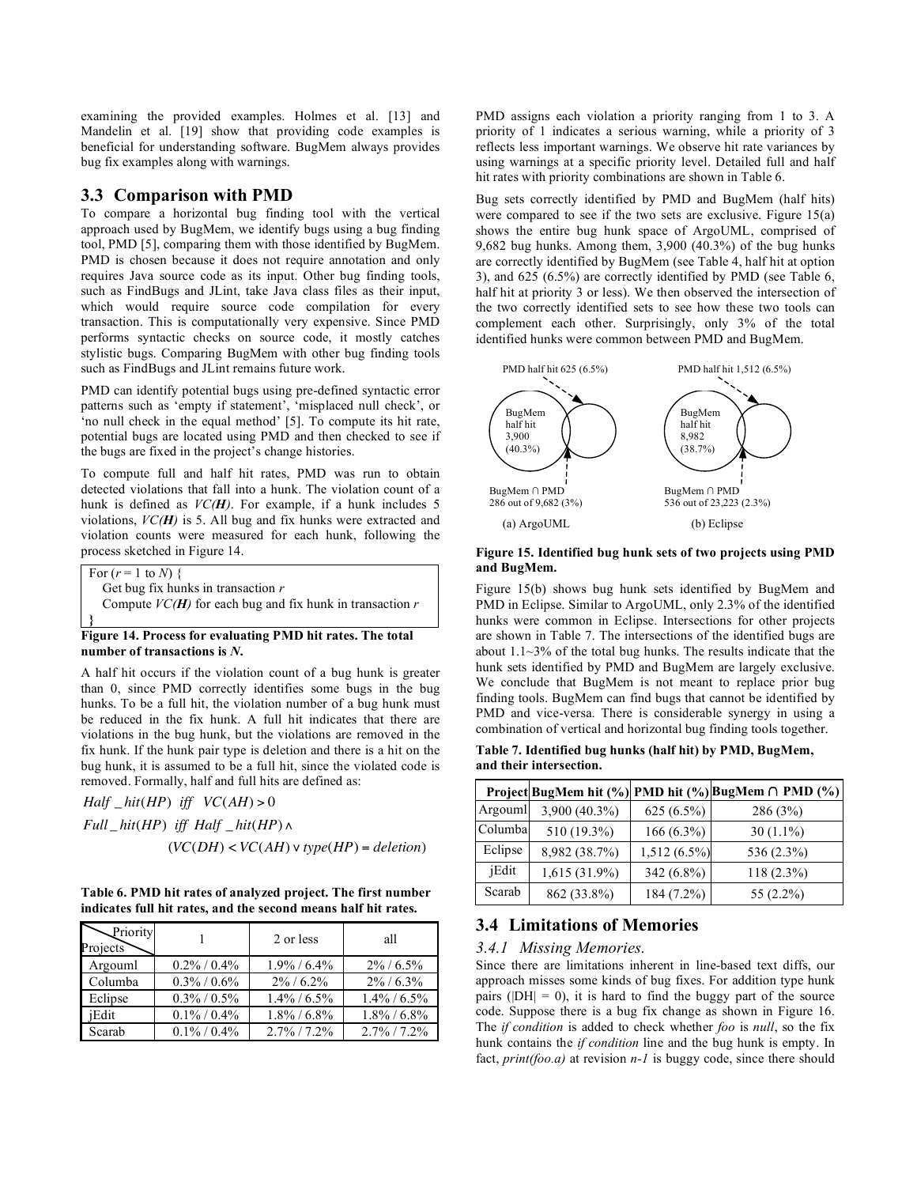examining the provided examples. Holmes et al. [13] and Mandelin et al. [19] show that providing code examples is beneficial for understanding software. BugMem always provides bug fix examples along with warnings.

## 3.3 Comparison with PMD

To compare a horizontal bug finding tool with the vertical approach used by BugMem, we identify bugs using a bug finding tool, PMD [5], comparing them with those identified by BugMem. PMD is chosen because it does not require annotation and only requires Java source code as its input. Other bug finding tools, such as FindBugs and JLint, take Java class files as their input, which would require source code compilation for every transaction. This is computationally very expensive. Since PMD performs syntactic checks on source code, it mostly catches stylistic bugs. Comparing BugMem with other bug finding tools such as FindBugs and JLint remains future work.

PMD can identify potential bugs using pre-defined syntactic error patterns such as 'empty if statement', 'misplaced null check', or 'no null check in the equal method' [5]. To compute its hit rate, potential bugs are located using PMD and then checked to see if the bugs are fixed in the project's change histories.

To compute full and half hit rates, PMD was run to obtain detected violations that fall into a hunk. The violation count of a hunk is defined as $VC(\boldsymbol{H})$. For example, if a hunk includes 5 violations, $VC(\boldsymbol{H})$ is 5. All bug and fix hunks were extracted and violation counts were measured for each hunk, following the process sketched in Figure 14.

```
For (r = 1 to N) {
   Get bug fix hunks in transaction r
   Compute VC(H) for each bug and fix hunk in transaction r
}
```

**Figure 14. Process for evaluating PMD hit rates. The total number of transactions is *N*.**

A half hit occurs if the violation count of a bug hunk is greater than 0, since PMD correctly identifies some bugs in the bug hunks. To be a full hit, the violation number of a bug hunk must be reduced in the fix hunk. A full hit indicates that there are violations in the bug hunk, but the violations are removed in the fix hunk. If the hunk pair type is deletion and there is a hit on the bug hunk, it is assumed to be a full hit, since the violated code is removed. Formally, half and full hits are defined as:

$$Half\_hit(HP) \;\; iff \;\; VC(AH) > 0$$

$$Full\_hit(HP) \;\; iff \;\; Half\_hit(HP) \wedge (VC(DH) < VC(AH) \vee type(HP) = deletion)$$

**Table 6. PMD hit rates of analyzed project. The first number indicates full hit rates, and the second means half hit rates.**

| Projects \ Priority | 1 | 2 or less | all |
|---|---|---|---|
| Argouml | 0.2% / 0.4% | 1.9% / 6.4% | 2% / 6.5% |
| Columba | 0.3% / 0.6% | 2% / 6.2% | 2% / 6.3% |
| Eclipse | 0.3% / 0.5% | 1.4% / 6.5% | 1.4% / 6.5% |
| jEdit | 0.1% / 0.4% | 1.8% / 6.8% | 1.8% / 6.8% |
| Scarab | 0.1% / 0.4% | 2.7% / 7.2% | 2.7% / 7.2% |

PMD assigns each violation a priority ranging from 1 to 3. A priority of 1 indicates a serious warning, while a priority of 3 reflects less important warnings. We observe hit rate variances by using warnings at a specific priority level. Detailed full and half hit rates with priority combinations are shown in Table 6.

Bug sets correctly identified by PMD and BugMem (half hits) were compared to see if the two sets are exclusive. Figure 15(a) shows the entire bug hunk space of ArgoUML, comprised of 9,682 bug hunks. Among them, 3,900 (40.3%) of the bug hunks are correctly identified by BugMem (see Table 4, half hit at option 3), and 625 (6.5%) are correctly identified by PMD (see Table 6, half hit at priority 3 or less). We then observed the intersection of the two correctly identified sets to see how these two tools can complement each other. Surprisingly, only 3% of the total identified hunks were common between PMD and BugMem.

(a) ArgoUML: PMD half hit 625 (6.5%); BugMem half hit 3,900 (40.3%); BugMem ∩ PMD 286 out of 9,682 (3%)

(b) Eclipse: PMD half hit 1,512 (6.5%); BugMem half hit 8,982 (38.7%); BugMem ∩ PMD 536 out of 23,223 (2.3%)

**Figure 15. Identified bug hunk sets of two projects using PMD and BugMem.**

Figure 15(b) shows bug hunk sets identified by BugMem and PMD in Eclipse. Similar to ArgoUML, only 2.3% of the identified hunks were common in Eclipse. Intersections for other projects are shown in Table 7. The intersections of the identified bugs are about 1.1~3% of the total bug hunks. The results indicate that the hunk sets identified by PMD and BugMem are largely exclusive. We conclude that BugMem is not meant to replace prior bug finding tools. BugMem can find bugs that cannot be identified by PMD and vice-versa. There is considerable synergy in using a combination of vertical and horizontal bug finding tools together.

**Table 7. Identified bug hunks (half hit) by PMD, BugMem, and their intersection.**

| Project | BugMem hit (%) | PMD hit (%) | BugMem ∩ PMD (%) |
|---|---|---|---|
| Argouml | 3,900 (40.3%) | 625 (6.5%) | 286 (3%) |
| Columba | 510 (19.3%) | 166 (6.3%) | 30 (1.1%) |
| Eclipse | 8,982 (38.7%) | 1,512 (6.5%) | 536 (2.3%) |
| jEdit | 1,615 (31.9%) | 342 (6.8%) | 118 (2.3%) |
| Scarab | 862 (33.8%) | 184 (7.2%) | 55 (2.2%) |

## 3.4 Limitations of Memories

### *3.4.1 Missing Memories.*

Since there are limitations inherent in line-based text diffs, our approach misses some kinds of bug fixes. For addition type hunk pairs ($|DH| = 0$), it is hard to find the buggy part of the source code. Suppose there is a bug fix change as shown in Figure 16. The *if condition* is added to check whether *foo* is *null*, so the fix hunk contains the *if condition* line and the bug hunk is empty. In fact, *print(foo.a)* at revision *n-1* is buggy code, since there should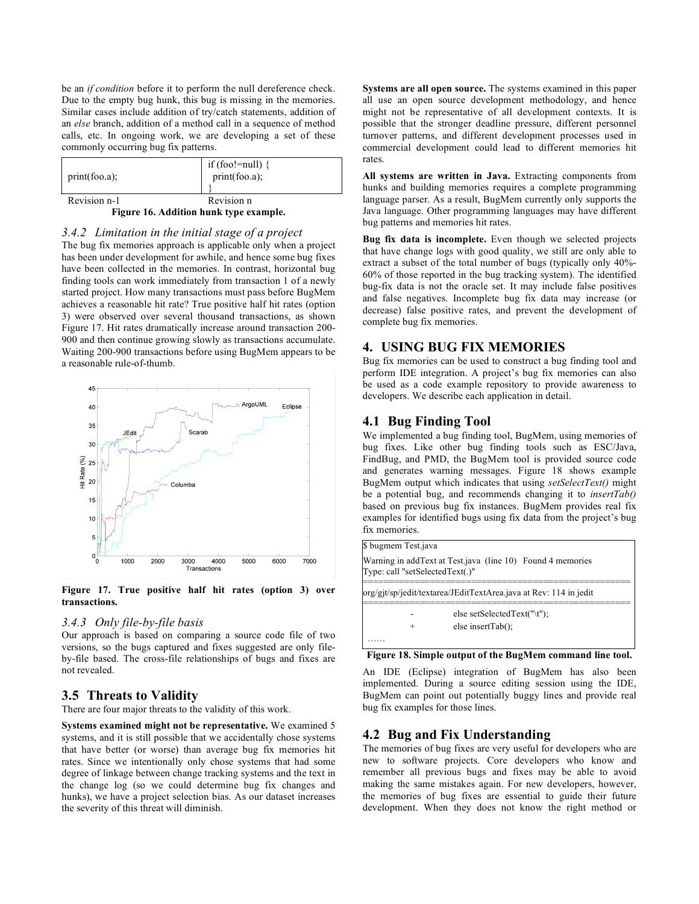be an *if condition* before it to perform the null dereference check. Due to the empty bug hunk, this bug is missing in the memories. Similar cases include addition of try/catch statements, addition of an *else* branch, addition of a method call in a sequence of method calls, etc. In ongoing work, we are developing a set of these commonly occurring bug fix patterns.

| print(foo.a); | if (foo!=null) {<br>  print(foo.a);<br>} |
|---|---|
| Revision n-1 | Revision n |

**Figure 16. Addition hunk type example.**

### *3.4.2 Limitation in the initial stage of a project*

The bug fix memories approach is applicable only when a project has been under development for awhile, and hence some bug fixes have been collected in the memories. In contrast, horizontal bug finding tools can work immediately from transaction 1 of a newly started project. How many transactions must pass before BugMem achieves a reasonable hit rate? True positive half hit rates (option 3) were observed over several thousand transactions, as shown Figure 17. Hit rates dramatically increase around transaction 200-900 and then continue growing slowly as transactions accumulate. Waiting 200-900 transactions before using BugMem appears to be a reasonable rule-of-thumb.

**Figure 17. True positive half hit rates (option 3) over transactions.**

### *3.4.3 Only file-by-file basis*

Our approach is based on comparing a source code file of two versions, so the bugs captured and fixes suggested are only file-by-file based. The cross-file relationships of bugs and fixes are not revealed.

## 3.5 Threats to Validity

There are four major threats to the validity of this work.

**Systems examined might not be representative.** We examined 5 systems, and it is still possible that we accidentally chose systems that have better (or worse) than average bug fix memories hit rates. Since we intentionally only chose systems that had some degree of linkage between change tracking systems and the text in the change log (so we could determine bug fix changes and hunks), we have a project selection bias. As our dataset increases the severity of this threat will diminish.

**Systems are all open source.** The systems examined in this paper all use an open source development methodology, and hence might not be representative of all development contexts. It is possible that the stronger deadline pressure, different personnel turnover patterns, and different development processes used in commercial development could lead to different memories hit rates.

**All systems are written in Java.** Extracting components from hunks and building memories requires a complete programming language parser. As a result, BugMem currently only supports the Java language. Other programming languages may have different bug patterns and memories hit rates.

**Bug fix data is incomplete.** Even though we selected projects that have change logs with good quality, we still are only able to extract a subset of the total number of bugs (typically only 40%-60% of those reported in the bug tracking system). The identified bug-fix data is not the oracle set. It may include false positives and false negatives. Incomplete bug fix data may increase (or decrease) false positive rates, and prevent the development of complete bug fix memories.

# 4. USING BUG FIX MEMORIES

Bug fix memories can be used to construct a bug finding tool and perform IDE integration. A project's bug fix memories can also be used as a code example repository to provide awareness to developers. We describe each application in detail.

## 4.1 Bug Finding Tool

We implemented a bug finding tool, BugMem, using memories of bug fixes. Like other bug finding tools such as ESC/Java, FindBug, and PMD, the BugMem tool is provided source code and generates warning messages. Figure 18 shows example BugMem output which indicates that using *setSelectText()* might be a potential bug, and recommends changing it to *insertTab()* based on previous bug fix instances. BugMem provides real fix examples for identified bugs using fix data from the project's bug fix memories.

```
$ bugmem Test.java
Warning in addText at Test.java  (line 10)   Found 4 memories
Type: call "setSelectedText(.)"
==================================================
org/gjt/sp/jedit/textarea/JEditTextArea.java at Rev: 114 in jedit
==================================================
          -          else setSelectedText("\t");
          +          else insertTab();
 ……
```

**Figure 18. Simple output of the BugMem command line tool.**

An IDE (Eclipse) integration of BugMem has also been implemented. During a source editing session using the IDE, BugMem can point out potentially buggy lines and provide real bug fix examples for those lines.

## 4.2 Bug and Fix Understanding

The memories of bug fixes are very useful for developers who are new to software projects. Core developers who know and remember all previous bugs and fixes may be able to avoid making the same mistakes again. For new developers, however, the memories of bug fixes are essential to guide their future development. When they does not know the right method or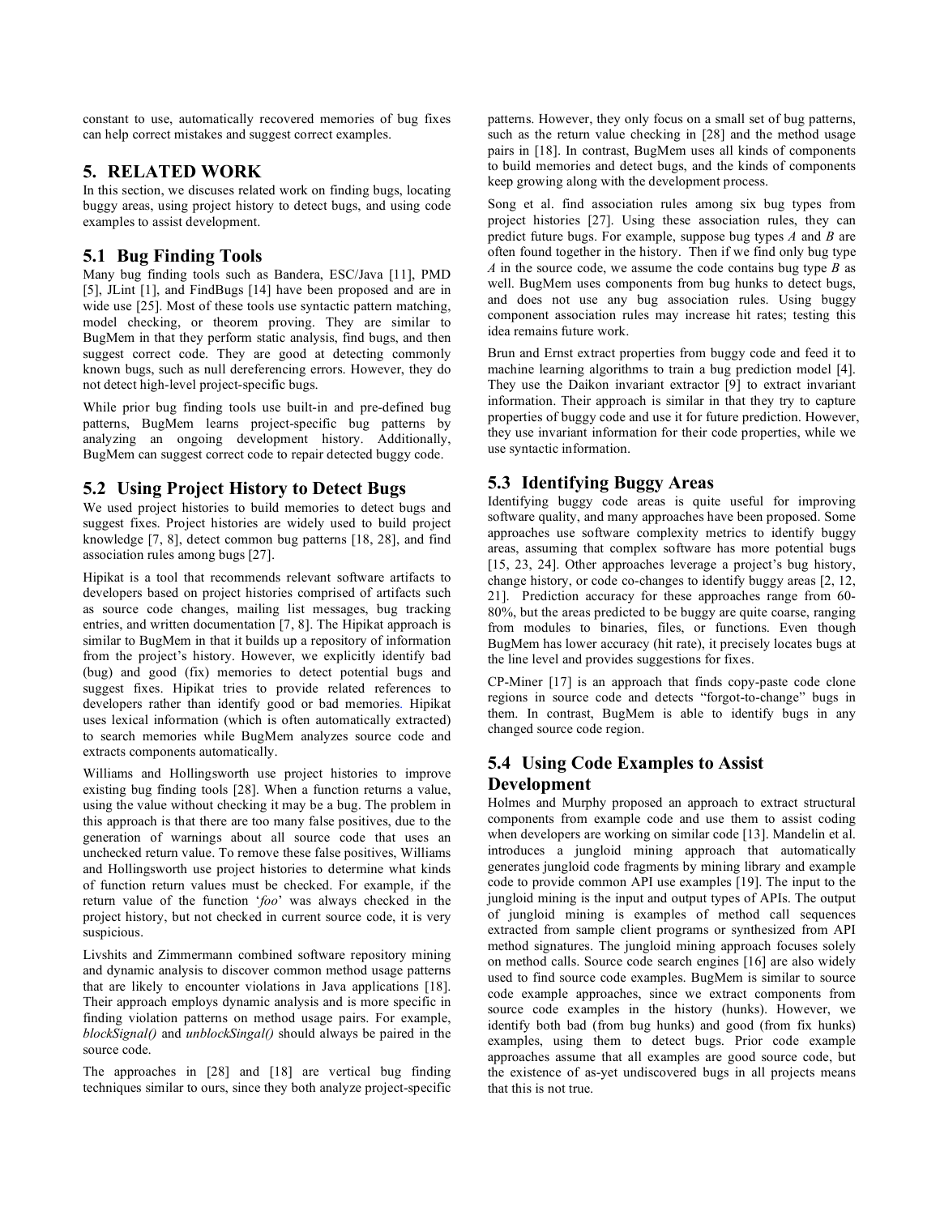constant to use, automatically recovered memories of bug fixes can help correct mistakes and suggest correct examples.

## 5. RELATED WORK

In this section, we discuses related work on finding bugs, locating buggy areas, using project history to detect bugs, and using code examples to assist development.

### 5.1 Bug Finding Tools

Many bug finding tools such as Bandera, ESC/Java [11], PMD [5], JLint [1], and FindBugs [14] have been proposed and are in wide use [25]. Most of these tools use syntactic pattern matching, model checking, or theorem proving. They are similar to BugMem in that they perform static analysis, find bugs, and then suggest correct code. They are good at detecting commonly known bugs, such as null dereferencing errors. However, they do not detect high-level project-specific bugs.

While prior bug finding tools use built-in and pre-defined bug patterns, BugMem learns project-specific bug patterns by analyzing an ongoing development history. Additionally, BugMem can suggest correct code to repair detected buggy code.

### 5.2 Using Project History to Detect Bugs

We used project histories to build memories to detect bugs and suggest fixes. Project histories are widely used to build project knowledge [7, 8], detect common bug patterns [18, 28], and find association rules among bugs [27].

Hipikat is a tool that recommends relevant software artifacts to developers based on project histories comprised of artifacts such as source code changes, mailing list messages, bug tracking entries, and written documentation [7, 8]. The Hipikat approach is similar to BugMem in that it builds up a repository of information from the project's history. However, we explicitly identify bad (bug) and good (fix) memories to detect potential bugs and suggest fixes. Hipikat tries to provide related references to developers rather than identify good or bad memories. Hipikat uses lexical information (which is often automatically extracted) to search memories while BugMem analyzes source code and extracts components automatically.

Williams and Hollingsworth use project histories to improve existing bug finding tools [28]. When a function returns a value, using the value without checking it may be a bug. The problem in this approach is that there are too many false positives, due to the generation of warnings about all source code that uses an unchecked return value. To remove these false positives, Williams and Hollingsworth use project histories to determine what kinds of function return values must be checked. For example, if the return value of the function '*foo*' was always checked in the project history, but not checked in current source code, it is very suspicious.

Livshits and Zimmermann combined software repository mining and dynamic analysis to discover common method usage patterns that are likely to encounter violations in Java applications [18]. Their approach employs dynamic analysis and is more specific in finding violation patterns on method usage pairs. For example, *blockSignal()* and *unblockSingal()* should always be paired in the source code.

The approaches in [28] and [18] are vertical bug finding techniques similar to ours, since they both analyze project-specific patterns. However, they only focus on a small set of bug patterns, such as the return value checking in [28] and the method usage pairs in [18]. In contrast, BugMem uses all kinds of components to build memories and detect bugs, and the kinds of components keep growing along with the development process.

Song et al. find association rules among six bug types from project histories [27]. Using these association rules, they can predict future bugs. For example, suppose bug types $A$ and $B$ are often found together in the history. Then if we find only bug type $A$ in the source code, we assume the code contains bug type $B$ as well. BugMem uses components from bug hunks to detect bugs, and does not use any bug association rules. Using buggy component association rules may increase hit rates; testing this idea remains future work.

Brun and Ernst extract properties from buggy code and feed it to machine learning algorithms to train a bug prediction model [4]. They use the Daikon invariant extractor [9] to extract invariant information. Their approach is similar in that they try to capture properties of buggy code and use it for future prediction. However, they use invariant information for their code properties, while we use syntactic information.

### 5.3 Identifying Buggy Areas

Identifying buggy code areas is quite useful for improving software quality, and many approaches have been proposed. Some approaches use software complexity metrics to identify buggy areas, assuming that complex software has more potential bugs [15, 23, 24]. Other approaches leverage a project's bug history, change history, or code co-changes to identify buggy areas [2, 12, 21]. Prediction accuracy for these approaches range from 60-80%, but the areas predicted to be buggy are quite coarse, ranging from modules to binaries, files, or functions. Even though BugMem has lower accuracy (hit rate), it precisely locates bugs at the line level and provides suggestions for fixes.

CP-Miner [17] is an approach that finds copy-paste code clone regions in source code and detects "forgot-to-change" bugs in them. In contrast, BugMem is able to identify bugs in any changed source code region.

### 5.4 Using Code Examples to Assist Development

Holmes and Murphy proposed an approach to extract structural components from example code and use them to assist coding when developers are working on similar code [13]. Mandelin et al. introduces a jungloid mining approach that automatically generates jungloid code fragments by mining library and example code to provide common API use examples [19]. The input to the jungloid mining is the input and output types of APIs. The output of jungloid mining is examples of method call sequences extracted from sample client programs or synthesized from API method signatures. The jungloid mining approach focuses solely on method calls. Source code search engines [16] are also widely used to find source code examples. BugMem is similar to source code example approaches, since we extract components from source code examples in the history (hunks). However, we identify both bad (from bug hunks) and good (from fix hunks) examples, using them to detect bugs. Prior code example approaches assume that all examples are good source code, but the existence of as-yet undiscovered bugs in all projects means that this is not true.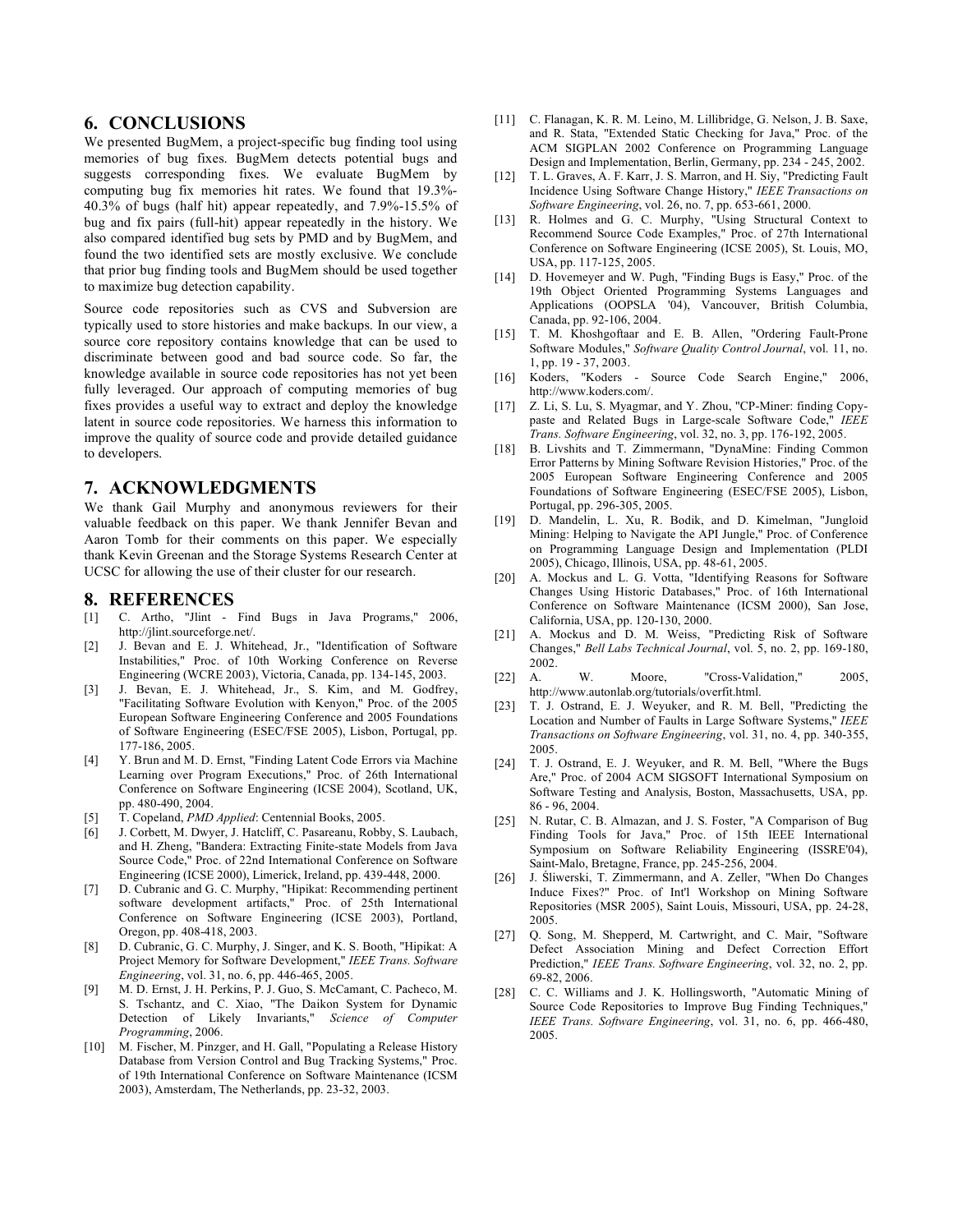## 6. CONCLUSIONS

We presented BugMem, a project-specific bug finding tool using memories of bug fixes. BugMem detects potential bugs and suggests corresponding fixes. We evaluate BugMem by computing bug fix memories hit rates. We found that 19.3%-40.3% of bugs (half hit) appear repeatedly, and 7.9%-15.5% of bug and fix pairs (full-hit) appear repeatedly in the history. We also compared identified bug sets by PMD and by BugMem, and found the two identified sets are mostly exclusive. We conclude that prior bug finding tools and BugMem should be used together to maximize bug detection capability.

Source code repositories such as CVS and Subversion are typically used to store histories and make backups. In our view, a source core repository contains knowledge that can be used to discriminate between good and bad source code. So far, the knowledge available in source code repositories has not yet been fully leveraged. Our approach of computing memories of bug fixes provides a useful way to extract and deploy the knowledge latent in source code repositories. We harness this information to improve the quality of source code and provide detailed guidance to developers.

## 7. ACKNOWLEDGMENTS

We thank Gail Murphy and anonymous reviewers for their valuable feedback on this paper. We thank Jennifer Bevan and Aaron Tomb for their comments on this paper. We especially thank Kevin Greenan and the Storage Systems Research Center at UCSC for allowing the use of their cluster for our research.

## 8. REFERENCES

[1] C. Artho, "Jlint - Find Bugs in Java Programs," 2006, http://jlint.sourceforge.net/.

[2] J. Bevan and E. J. Whitehead, Jr., "Identification of Software Instabilities," Proc. of 10th Working Conference on Reverse Engineering (WCRE 2003), Victoria, Canada, pp. 134-145, 2003.

[3] J. Bevan, E. J. Whitehead, Jr., S. Kim, and M. Godfrey, "Facilitating Software Evolution with Kenyon," Proc. of the 2005 European Software Engineering Conference and 2005 Foundations of Software Engineering (ESEC/FSE 2005), Lisbon, Portugal, pp. 177-186, 2005.

[4] Y. Brun and M. D. Ernst, "Finding Latent Code Errors via Machine Learning over Program Executions," Proc. of 26th International Conference on Software Engineering (ICSE 2004), Scotland, UK, pp. 480-490, 2004.

[5] T. Copeland, *PMD Applied*: Centennial Books, 2005.

[6] J. Corbett, M. Dwyer, J. Hatcliff, C. Pasareanu, Robby, S. Laubach, and H. Zheng, "Bandera: Extracting Finite-state Models from Java Source Code," Proc. of 22nd International Conference on Software Engineering (ICSE 2000), Limerick, Ireland, pp. 439-448, 2000.

[7] D. Cubranic and G. C. Murphy, "Hipikat: Recommending pertinent software development artifacts," Proc. of 25th International Conference on Software Engineering (ICSE 2003), Portland, Oregon, pp. 408-418, 2003.

[8] D. Cubranic, G. C. Murphy, J. Singer, and K. S. Booth, "Hipikat: A Project Memory for Software Development," *IEEE Trans. Software Engineering*, vol. 31, no. 6, pp. 446-465, 2005.

[9] M. D. Ernst, J. H. Perkins, P. J. Guo, S. McCamant, C. Pacheco, M. S. Tschantz, and C. Xiao, "The Daikon System for Dynamic Detection of Likely Invariants," *Science of Computer Programming*, 2006.

[10] M. Fischer, M. Pinzger, and H. Gall, "Populating a Release History Database from Version Control and Bug Tracking Systems," Proc. of 19th International Conference on Software Maintenance (ICSM 2003), Amsterdam, The Netherlands, pp. 23-32, 2003.

[11] C. Flanagan, K. R. M. Leino, M. Lillibridge, G. Nelson, J. B. Saxe, and R. Stata, "Extended Static Checking for Java," Proc. of the ACM SIGPLAN 2002 Conference on Programming Language Design and Implementation, Berlin, Germany, pp. 234 - 245, 2002.

[12] T. L. Graves, A. F. Karr, J. S. Marron, and H. Siy, "Predicting Fault Incidence Using Software Change History," *IEEE Transactions on Software Engineering*, vol. 26, no. 7, pp. 653-661, 2000.

[13] R. Holmes and G. C. Murphy, "Using Structural Context to Recommend Source Code Examples," Proc. of 27th International Conference on Software Engineering (ICSE 2005), St. Louis, MO, USA, pp. 117-125, 2005.

[14] D. Hovemeyer and W. Pugh, "Finding Bugs is Easy," Proc. of the 19th Object Oriented Programming Systems Languages and Applications (OOPSLA '04), Vancouver, British Columbia, Canada, pp. 92-106, 2004.

[15] T. M. Khoshgoftaar and E. B. Allen, "Ordering Fault-Prone Software Modules," *Software Quality Control Journal*, vol. 11, no. 1, pp. 19 - 37, 2003.

[16] Koders, "Koders - Source Code Search Engine," 2006, http://www.koders.com/.

[17] Z. Li, S. Lu, S. Myagmar, and Y. Zhou, "CP-Miner: finding Copy-paste and Related Bugs in Large-scale Software Code," *IEEE Trans. Software Engineering*, vol. 32, no. 3, pp. 176-192, 2005.

[18] B. Livshits and T. Zimmermann, "DynaMine: Finding Common Error Patterns by Mining Software Revision Histories," Proc. of the 2005 European Software Engineering Conference and 2005 Foundations of Software Engineering (ESEC/FSE 2005), Lisbon, Portugal, pp. 296-305, 2005.

[19] D. Mandelin, L. Xu, R. Bodik, and D. Kimelman, "Jungloid Mining: Helping to Navigate the API Jungle," Proc. of Conference on Programming Language Design and Implementation (PLDI 2005), Chicago, Illinois, USA, pp. 48-61, 2005.

[20] A. Mockus and L. G. Votta, "Identifying Reasons for Software Changes Using Historic Databases," Proc. of 16th International Conference on Software Maintenance (ICSM 2000), San Jose, California, USA, pp. 120-130, 2000.

[21] A. Mockus and D. M. Weiss, "Predicting Risk of Software Changes," *Bell Labs Technical Journal*, vol. 5, no. 2, pp. 169-180, 2002.

[22] A. W. Moore, "Cross-Validation," 2005, http://www.autonlab.org/tutorials/overfit.html.

[23] T. J. Ostrand, E. J. Weyuker, and R. M. Bell, "Predicting the Location and Number of Faults in Large Software Systems," *IEEE Transactions on Software Engineering*, vol. 31, no. 4, pp. 340-355, 2005.

[24] T. J. Ostrand, E. J. Weyuker, and R. M. Bell, "Where the Bugs Are," Proc. of 2004 ACM SIGSOFT International Symposium on Software Testing and Analysis, Boston, Massachusetts, USA, pp. 86 - 96, 2004.

[25] N. Rutar, C. B. Almazan, and J. S. Foster, "A Comparison of Bug Finding Tools for Java," Proc. of 15th IEEE International Symposium on Software Reliability Engineering (ISSRE'04), Saint-Malo, Bretagne, France, pp. 245-256, 2004.

[26] J. Śliwerski, T. Zimmermann, and A. Zeller, "When Do Changes Induce Fixes?" Proc. of Int'l Workshop on Mining Software Repositories (MSR 2005), Saint Louis, Missouri, USA, pp. 24-28, 2005.

[27] Q. Song, M. Shepperd, M. Cartwright, and C. Mair, "Software Defect Association Mining and Defect Correction Effort Prediction," *IEEE Trans. Software Engineering*, vol. 32, no. 2, pp. 69-82, 2006.

[28] C. C. Williams and J. K. Hollingsworth, "Automatic Mining of Source Code Repositories to Improve Bug Finding Techniques," *IEEE Trans. Software Engineering*, vol. 31, no. 6, pp. 466-480, 2005.